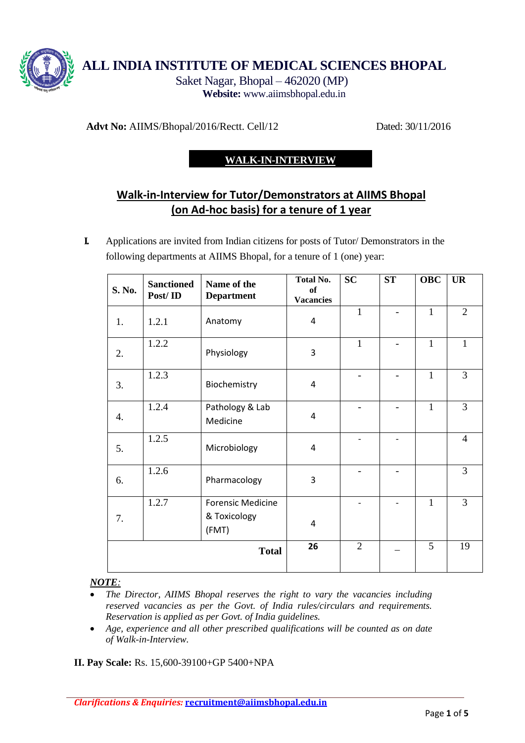# ALL INDIA INSTITUTE OF MEDICAL SCIENCES BHOPAL

Saket Nagar, Bhopal – 462020 (MP)

**Website:** www.aiimsbhopal.edu.in

**Advt No:** AIIMS/Bhopal/2016/Rectt. Cell/12 Dated: 30/11/2016

**WALK-IN-INTERVIEW**

## Walk-in-Interview for Tutor/Demonstrators at AIIMS Bhopal (on Ad-hoc basis) for a tenure of 1 year

**I.** Applications are invited from Indian citizens for posts of Tutor/ Demonstrators in the following departments at AIIMS Bhopal, for a tenure of 1 (one) year:

| S. No. | Sanctioned Post/ ID | Name of the Department | Total No. of Vacancies | SC | ST | OBC | UR |
|---|---|---|---|---|---|---|---|
| 1. | 1.2.1 | Anatomy | 4 | 1 | - | 1 | 2 |
| 2. | 1.2.2 | Physiology | 3 | 1 | - | 1 | 1 |
| 3. | 1.2.3 | Biochemistry | 4 | - | - | 1 | 3 |
| 4. | 1.2.4 | Pathology & Lab Medicine | 4 | - | - | 1 | 3 |
| 5. | 1.2.5 | Microbiology | 4 | - | - | | 4 |
| 6. | 1.2.6 | Pharmacology | 3 | - | - | | 3 |
| 7. | 1.2.7 | Forensic Medicine & Toxicology (FMT) | 4 | - | - | 1 | 3 |
| | | **Total** | **26** | 2 | – | 5 | 19 |

***NOTE:***

- *The Director, AIIMS Bhopal reserves the right to vary the vacancies including reserved vacancies as per the Govt. of India rules/circulars and requirements. Reservation is applied as per Govt. of India guidelines.*
- *Age, experience and all other prescribed qualifications will be counted as on date of Walk-in-Interview.*

**II. Pay Scale:** Rs. 15,600-39100+GP 5400+NPA

***Clarifications & Enquiries:*** **recruitment@aiimsbhopal.edu.in**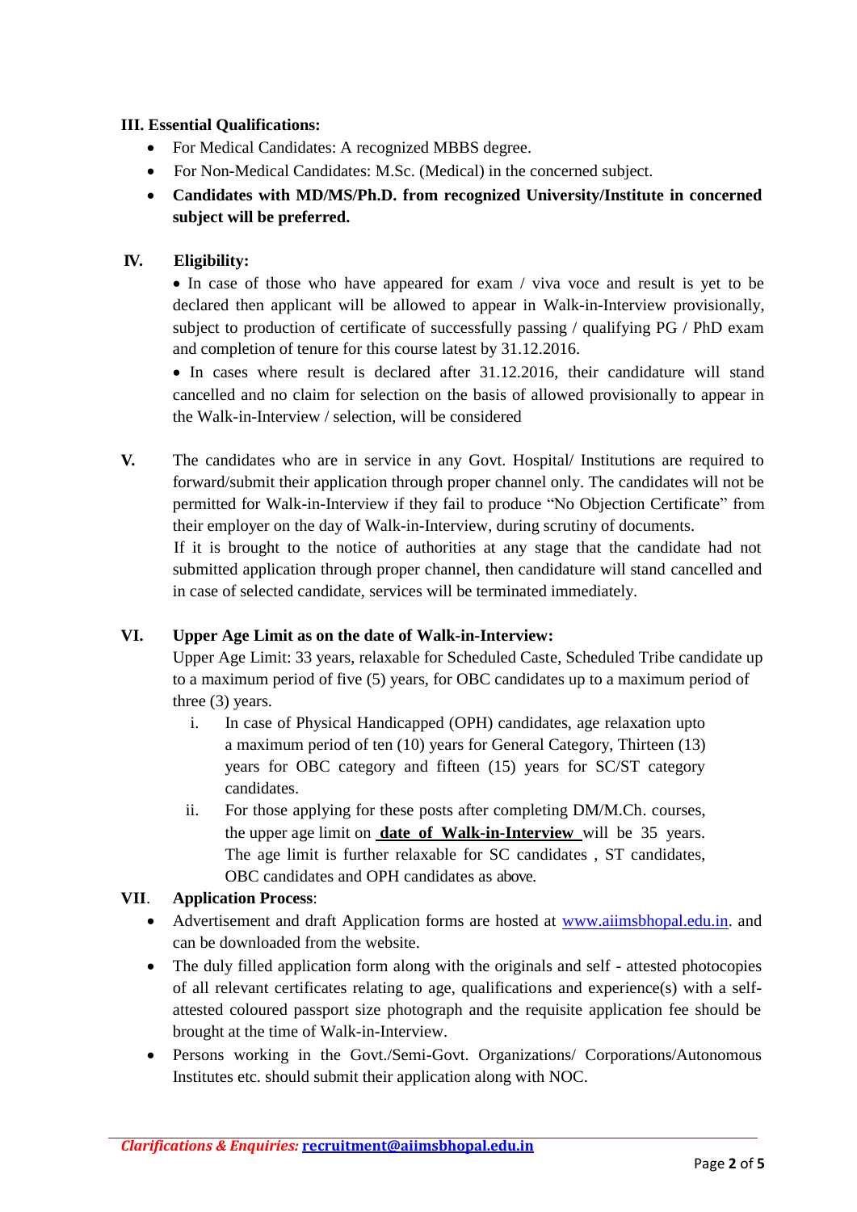**III. Essential Qualifications:**

- For Medical Candidates: A recognized MBBS degree.
- For Non-Medical Candidates: M.Sc. (Medical) in the concerned subject.
- **Candidates with MD/MS/Ph.D. from recognized University/Institute in concerned subject will be preferred.**

**IV. Eligibility:**

- In case of those who have appeared for exam / viva voce and result is yet to be declared then applicant will be allowed to appear in Walk-in-Interview provisionally, subject to production of certificate of successfully passing / qualifying PG / PhD exam and completion of tenure for this course latest by 31.12.2016.
- In cases where result is declared after 31.12.2016, their candidature will stand cancelled and no claim for selection on the basis of allowed provisionally to appear in the Walk-in-Interview / selection, will be considered

**V.** The candidates who are in service in any Govt. Hospital/ Institutions are required to forward/submit their application through proper channel only. The candidates will not be permitted for Walk-in-Interview if they fail to produce "No Objection Certificate" from their employer on the day of Walk-in-Interview, during scrutiny of documents.

If it is brought to the notice of authorities at any stage that the candidate had not submitted application through proper channel, then candidature will stand cancelled and in case of selected candidate, services will be terminated immediately.

**VI. Upper Age Limit as on the date of Walk-in-Interview:**

Upper Age Limit: 33 years, relaxable for Scheduled Caste, Scheduled Tribe candidate up to a maximum period of five (5) years, for OBC candidates up to a maximum period of three (3) years.

i. In case of Physical Handicapped (OPH) candidates, age relaxation upto a maximum period of ten (10) years for General Category, Thirteen (13) years for OBC category and fifteen (15) years for SC/ST category candidates.

ii. For those applying for these posts after completing DM/M.Ch. courses, the upper age limit on **date of Walk-in-Interview** will be 35 years. The age limit is further relaxable for SC candidates , ST candidates, OBC candidates and OPH candidates as above.

**VII. Application Process**:

- Advertisement and draft Application forms are hosted at www.aiimsbhopal.edu.in. and can be downloaded from the website.
- The duly filled application form along with the originals and self - attested photocopies of all relevant certificates relating to age, qualifications and experience(s) with a self-attested coloured passport size photograph and the requisite application fee should be brought at the time of Walk-in-Interview.
- Persons working in the Govt./Semi-Govt. Organizations/ Corporations/Autonomous Institutes etc. should submit their application along with NOC.

*Clarifications & Enquiries:* **recruitment@aiimsbhopal.edu.in**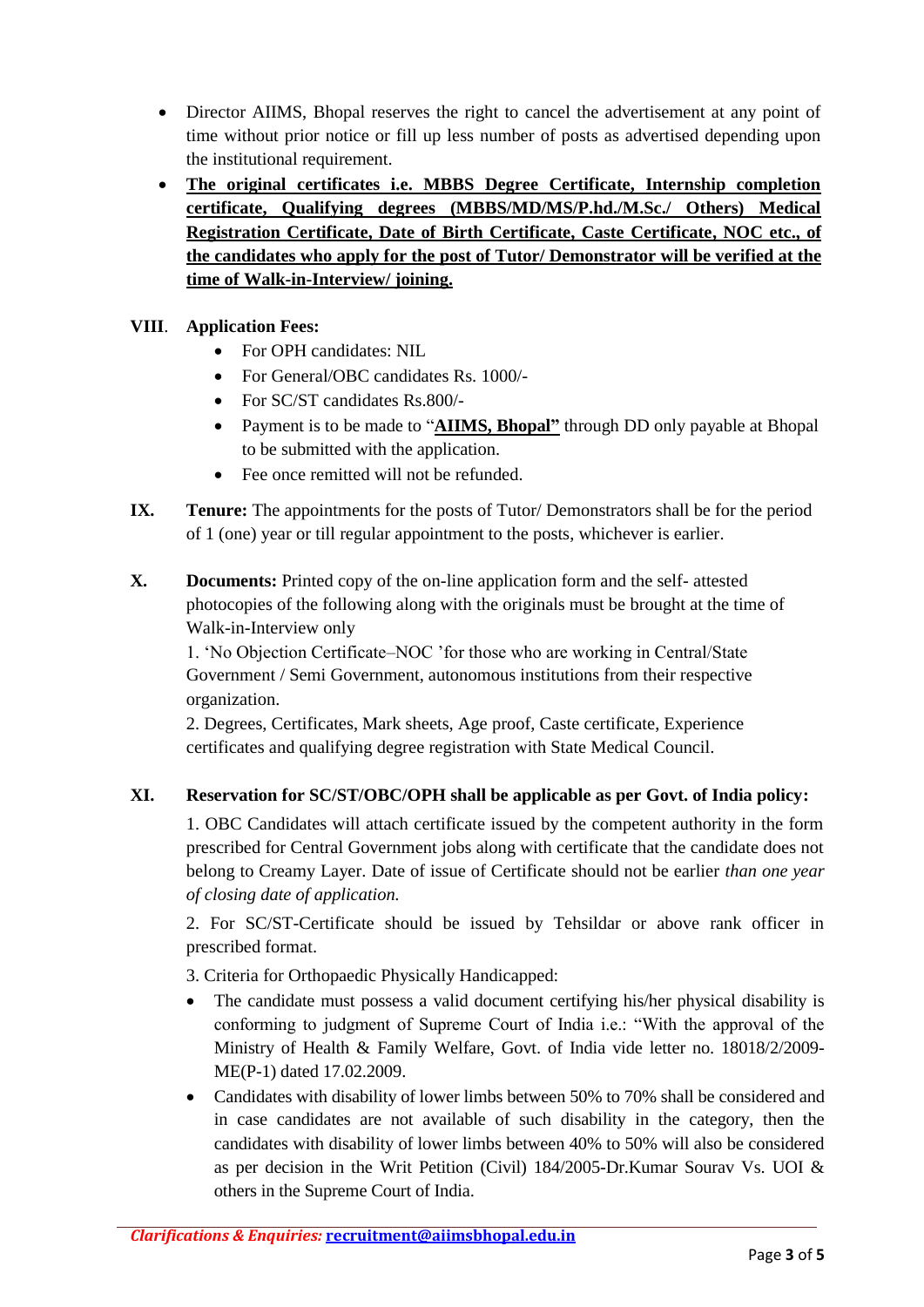- Director AIIMS, Bhopal reserves the right to cancel the advertisement at any point of time without prior notice or fill up less number of posts as advertised depending upon the institutional requirement.
- **The original certificates i.e. MBBS Degree Certificate, Internship completion certificate, Qualifying degrees (MBBS/MD/MS/P.hd./M.Sc./ Others) Medical Registration Certificate, Date of Birth Certificate, Caste Certificate, NOC etc., of the candidates who apply for the post of Tutor/ Demonstrator will be verified at the time of Walk-in-Interview/ joining.**

**VIII. Application Fees:**

- For OPH candidates: NIL
- For General/OBC candidates Rs. 1000/-
- For SC/ST candidates Rs.800/-
- Payment is to be made to "**AIIMS, Bhopal"** through DD only payable at Bhopal to be submitted with the application.
- Fee once remitted will not be refunded.

**IX. Tenure:** The appointments for the posts of Tutor/ Demonstrators shall be for the period of 1 (one) year or till regular appointment to the posts, whichever is earlier.

**X. Documents:** Printed copy of the on-line application form and the self- attested photocopies of the following along with the originals must be brought at the time of Walk-in-Interview only

1. 'No Objection Certificate–NOC 'for those who are working in Central/State Government / Semi Government, autonomous institutions from their respective organization.

2. Degrees, Certificates, Mark sheets, Age proof, Caste certificate, Experience certificates and qualifying degree registration with State Medical Council.

**XI. Reservation for SC/ST/OBC/OPH shall be applicable as per Govt. of India policy:**

1. OBC Candidates will attach certificate issued by the competent authority in the form prescribed for Central Government jobs along with certificate that the candidate does not belong to Creamy Layer. Date of issue of Certificate should not be earlier *than one year of closing date of application.*

2. For SC/ST-Certificate should be issued by Tehsildar or above rank officer in prescribed format.

3. Criteria for Orthopaedic Physically Handicapped:

- The candidate must possess a valid document certifying his/her physical disability is conforming to judgment of Supreme Court of India i.e.: "With the approval of the Ministry of Health & Family Welfare, Govt. of India vide letter no. 18018/2/2009-ME(P-1) dated 17.02.2009.
- Candidates with disability of lower limbs between 50% to 70% shall be considered and in case candidates are not available of such disability in the category, then the candidates with disability of lower limbs between 40% to 50% will also be considered as per decision in the Writ Petition (Civil) 184/2005-Dr.Kumar Sourav Vs. UOI & others in the Supreme Court of India.

*Clarifications & Enquiries:* **recruitment@aiimsbhopal.edu.in**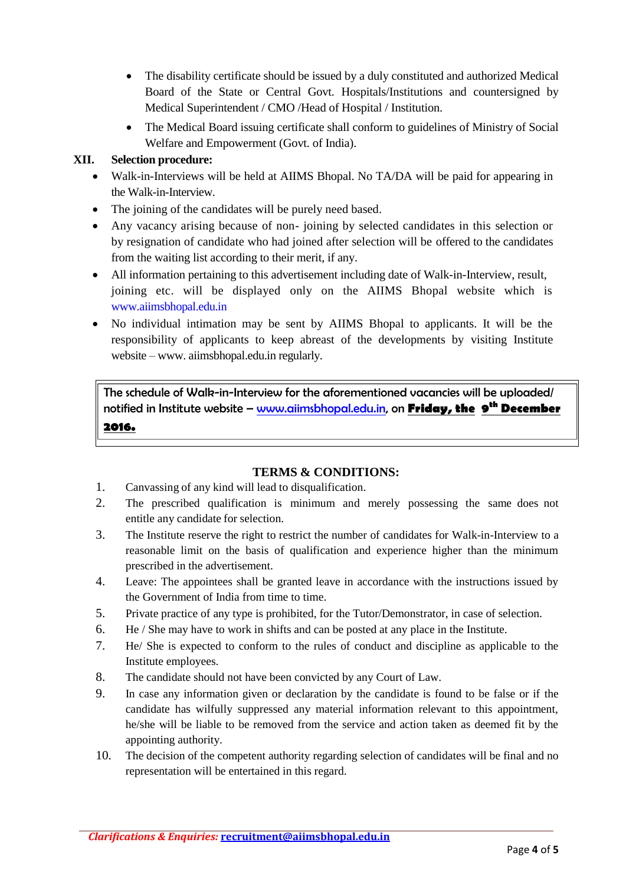- The disability certificate should be issued by a duly constituted and authorized Medical Board of the State or Central Govt. Hospitals/Institutions and countersigned by Medical Superintendent / CMO /Head of Hospital / Institution.
- The Medical Board issuing certificate shall conform to guidelines of Ministry of Social Welfare and Empowerment (Govt. of India).

**XII. Selection procedure:**

- Walk-in-Interviews will be held at AIIMS Bhopal. No TA/DA will be paid for appearing in the Walk-in-Interview.
- The joining of the candidates will be purely need based.
- Any vacancy arising because of non- joining by selected candidates in this selection or by resignation of candidate who had joined after selection will be offered to the candidates from the waiting list according to their merit, if any.
- All information pertaining to this advertisement including date of Walk-in-Interview, result, joining etc. will be displayed only on the AIIMS Bhopal website which is www.aiimsbhopal.edu.in
- No individual intimation may be sent by AIIMS Bhopal to applicants. It will be the responsibility of applicants to keep abreast of the developments by visiting Institute website – www. aiimsbhopal.edu.in regularly.

| The schedule of Walk-in-Interview for the aforementioned vacancies will be uploaded/ notified in Institute website – www.aiimsbhopal.edu.in, on **Friday, the 9th December 2016.** |
|---|

## TERMS & CONDITIONS:

1. Canvassing of any kind will lead to disqualification.
2. The prescribed qualification is minimum and merely possessing the same does not entitle any candidate for selection.
3. The Institute reserve the right to restrict the number of candidates for Walk-in-Interview to a reasonable limit on the basis of qualification and experience higher than the minimum prescribed in the advertisement.
4. Leave: The appointees shall be granted leave in accordance with the instructions issued by the Government of India from time to time.
5. Private practice of any type is prohibited, for the Tutor/Demonstrator, in case of selection.
6. He / She may have to work in shifts and can be posted at any place in the Institute.
7. He/ She is expected to conform to the rules of conduct and discipline as applicable to the Institute employees.
8. The candidate should not have been convicted by any Court of Law.
9. In case any information given or declaration by the candidate is found to be false or if the candidate has wilfully suppressed any material information relevant to this appointment, he/she will be liable to be removed from the service and action taken as deemed fit by the appointing authority.
10. The decision of the competent authority regarding selection of candidates will be final and no representation will be entertained in this regard.

***Clarifications & Enquiries:*** **recruitment@aiimsbhopal.edu.in**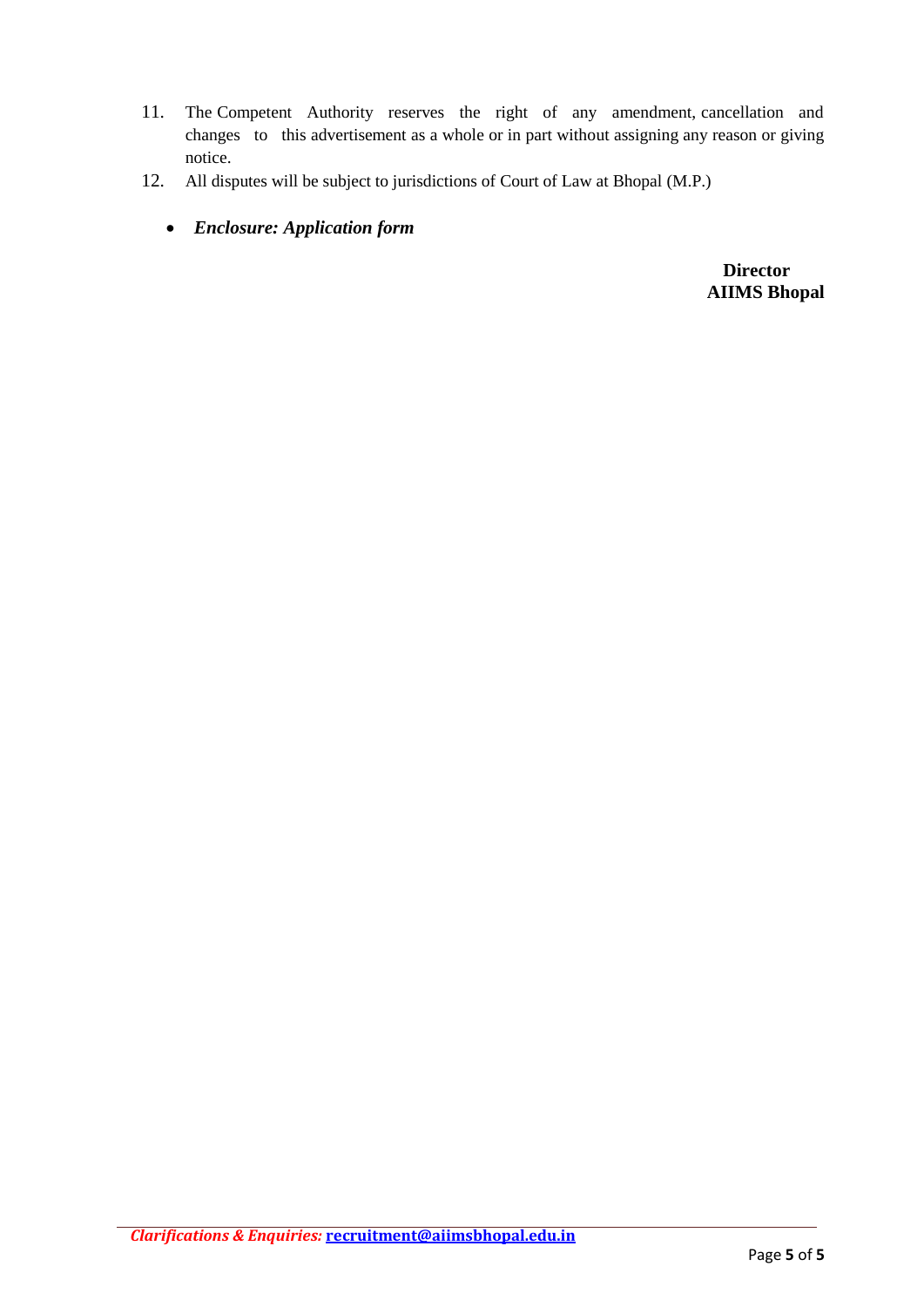11. The Competent Authority reserves the right of any amendment, cancellation and changes to this advertisement as a whole or in part without assigning any reason or giving notice.
12. All disputes will be subject to jurisdictions of Court of Law at Bhopal (M.P.)

- ***Enclosure: Application form***

**Director**
**AIIMS Bhopal**

***Clarifications & Enquiries:*** **recruitment@aiimsbhopal.edu.in**